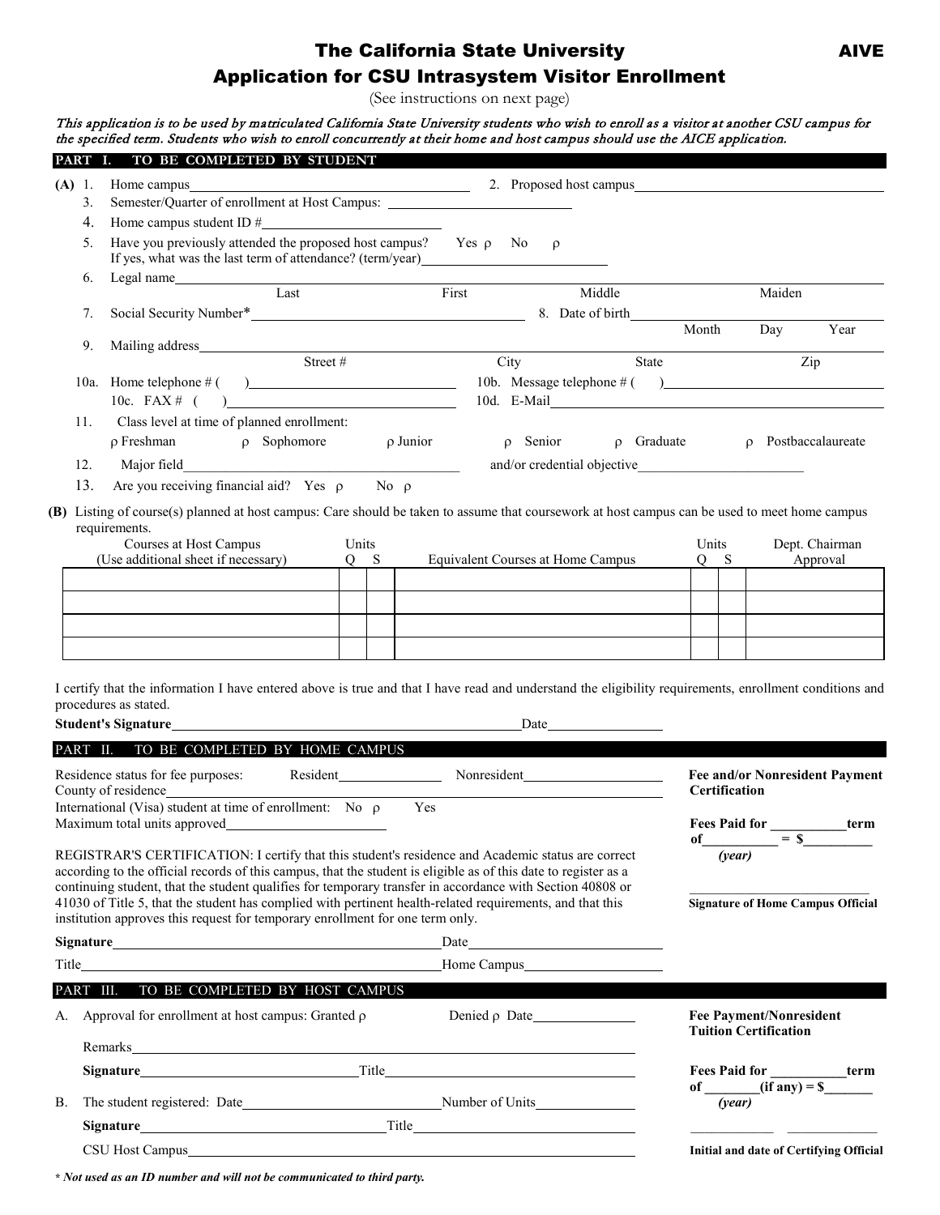# The California State University

AIVE

## Application for CSU Intrasystem Visitor Enrollment

(See instructions on next page)

*This application is to be used by matriculated California State University students who wish to enroll as a visitor at another CSU campus for the specified term. Students who wish to enroll concurrently at their home and host campus should use the AICE application.*

### PART I. TO BE COMPLETED BY STUDENT

**(A)**

1. Home campus ______________________ 2. Proposed host campus ______________________
3. Semester/Quarter of enrollment at Host Campus: ______________________
4. Home campus student ID # ______________________
5. Have you previously attended the proposed host campus? Yes ρ No ρ
   If yes, what was the last term of attendance? (term/year) ______________________
6. Legal name ______________________
   Last First Middle Maiden
7. Social Security Number* ______________________ 8. Date of birth ______________________
   Month Day Year
9. Mailing address ______________________
   Street # City State Zip

10a. Home telephone # ( ) ______________________ 10b. Message telephone # ( ) ______________________
10c. FAX # ( ) ______________________ 10d. E-Mail ______________________

11. Class level at time of planned enrollment:
    ρ Freshman ρ Sophomore ρ Junior ρ Senior ρ Graduate ρ Postbaccalaureate
12. Major field ______________________ and/or credential objective ______________________
13. Are you receiving financial aid? Yes ρ No ρ

**(B)** Listing of course(s) planned at host campus: Care should be taken to assume that coursework at host campus can be used to meet home campus requirements.

| Courses at Host Campus (Use additional sheet if necessary) | Units Q | Units S | Equivalent Courses at Home Campus | Units Q | Units S | Dept. Chairman Approval |
|---|---|---|---|---|---|---|
| | | | | | | |
| | | | | | | |
| | | | | | | |
| | | | | | | |

I certify that the information I have entered above is true and that I have read and understand the eligibility requirements, enrollment conditions and procedures as stated.

**Student's Signature** ______________________ Date ______________________

### PART II. TO BE COMPLETED BY HOME CAMPUS

Residence status for fee purposes: Resident ______________________ Nonresident ______________________
County of residence ______________________
International (Visa) student at time of enrollment: No ρ Yes
Maximum total units approved ______________________

REGISTRAR'S CERTIFICATION: I certify that this student's residence and Academic status are correct according to the official records of this campus, that the student is eligible as of this date to register as a continuing student, that the student qualifies for temporary transfer in accordance with Section 40808 or 41030 of Title 5, that the student has complied with pertinent health-related requirements, and that this institution approves this request for temporary enrollment for one term only.

**Signature** ______________________ Date ______________________
Title ______________________ Home Campus ______________________

**Fee and/or Nonresident Payment Certification**

**Fees Paid for ___________ term of ___________ = $___________**
*(year)*

______________________
**Signature of Home Campus Official**

### PART III. TO BE COMPLETED BY HOST CAMPUS

A. Approval for enrollment at host campus: Granted ρ Denied ρ Date ______________________

   Remarks ______________________

   **Signature** ______________________ Title ______________________

B. The student registered: Date ______________________ Number of Units ______________________

   **Signature** ______________________ Title ______________________

   CSU Host Campus ______________________

**Fee Payment/Nonresident Tuition Certification**

**Fees Paid for ___________ term of ________(if any) = $_______**
*(year)*

______________ ______________
**Initial and date of Certifying Official**

*\* Not used as an ID number and will not be communicated to third party.*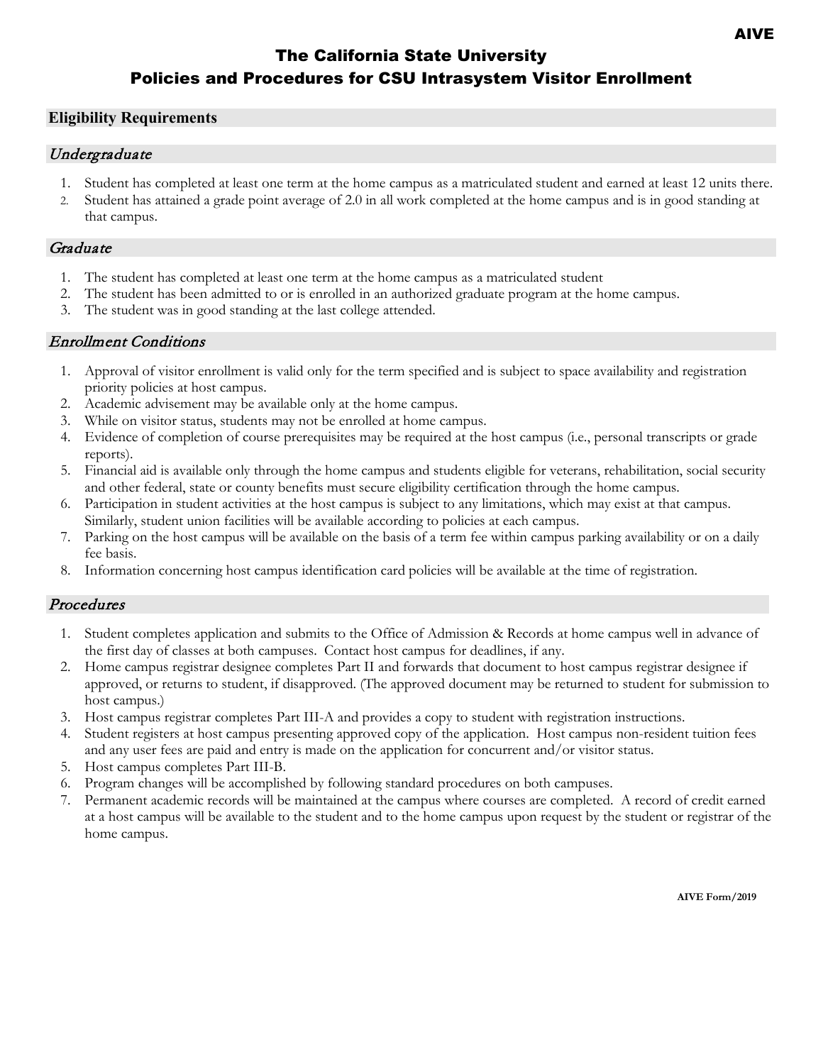# The California State University
## Policies and Procedures for CSU Intrasystem Visitor Enrollment

### Eligibility Requirements

#### *Undergraduate*

1. Student has completed at least one term at the home campus as a matriculated student and earned at least 12 units there.
2. Student has attained a grade point average of 2.0 in all work completed at the home campus and is in good standing at that campus.

#### *Graduate*

1. The student has completed at least one term at the home campus as a matriculated student
2. The student has been admitted to or is enrolled in an authorized graduate program at the home campus.
3. The student was in good standing at the last college attended.

#### *Enrollment Conditions*

1. Approval of visitor enrollment is valid only for the term specified and is subject to space availability and registration priority policies at host campus.
2. Academic advisement may be available only at the home campus.
3. While on visitor status, students may not be enrolled at home campus.
4. Evidence of completion of course prerequisites may be required at the host campus (i.e., personal transcripts or grade reports).
5. Financial aid is available only through the home campus and students eligible for veterans, rehabilitation, social security and other federal, state or county benefits must secure eligibility certification through the home campus.
6. Participation in student activities at the host campus is subject to any limitations, which may exist at that campus. Similarly, student union facilities will be available according to policies at each campus.
7. Parking on the host campus will be available on the basis of a term fee within campus parking availability or on a daily fee basis.
8. Information concerning host campus identification card policies will be available at the time of registration.

#### *Procedures*

1. Student completes application and submits to the Office of Admission & Records at home campus well in advance of the first day of classes at both campuses. Contact host campus for deadlines, if any.
2. Home campus registrar designee completes Part II and forwards that document to host campus registrar designee if approved, or returns to student, if disapproved. (The approved document may be returned to student for submission to host campus.)
3. Host campus registrar completes Part III-A and provides a copy to student with registration instructions.
4. Student registers at host campus presenting approved copy of the application. Host campus non-resident tuition fees and any user fees are paid and entry is made on the application for concurrent and/or visitor status.
5. Host campus completes Part III-B.
6. Program changes will be accomplished by following standard procedures on both campuses.
7. Permanent academic records will be maintained at the campus where courses are completed. A record of credit earned at a host campus will be available to the student and to the home campus upon request by the student or registrar of the home campus.

**AIVE Form/2019**